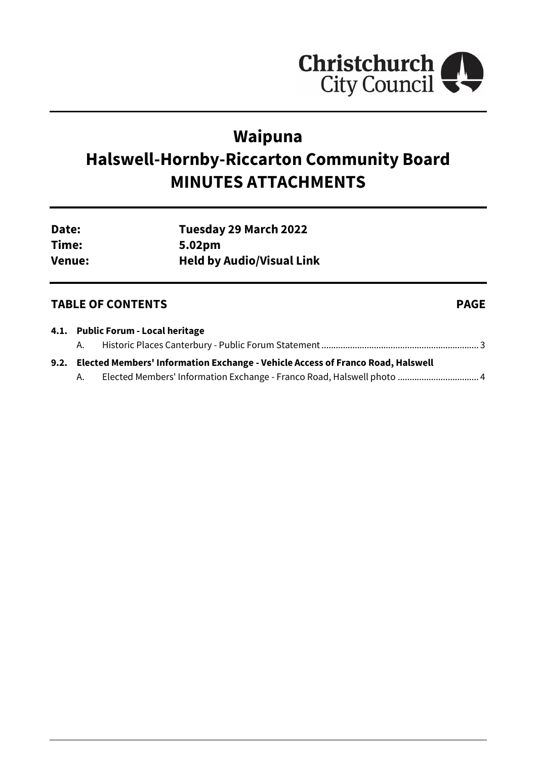Christchurch City Council

# Waipuna
# Halswell-Hornby-Riccarton Community Board
# MINUTES ATTACHMENTS

| | |
|---|---|
| **Date:** | **Tuesday 29 March 2022** |
| **Time:** | **5.02pm** |
| **Venue:** | **Held by Audio/Visual Link** |

## TABLE OF CONTENTS **PAGE**

**4.1. Public Forum - Local heritage**

A. Historic Places Canterbury - Public Forum Statement ........................................................ 3

**9.2. Elected Members' Information Exchange - Vehicle Access of Franco Road, Halswell**

A. Elected Members' Information Exchange - Franco Road, Halswell photo ................................. 4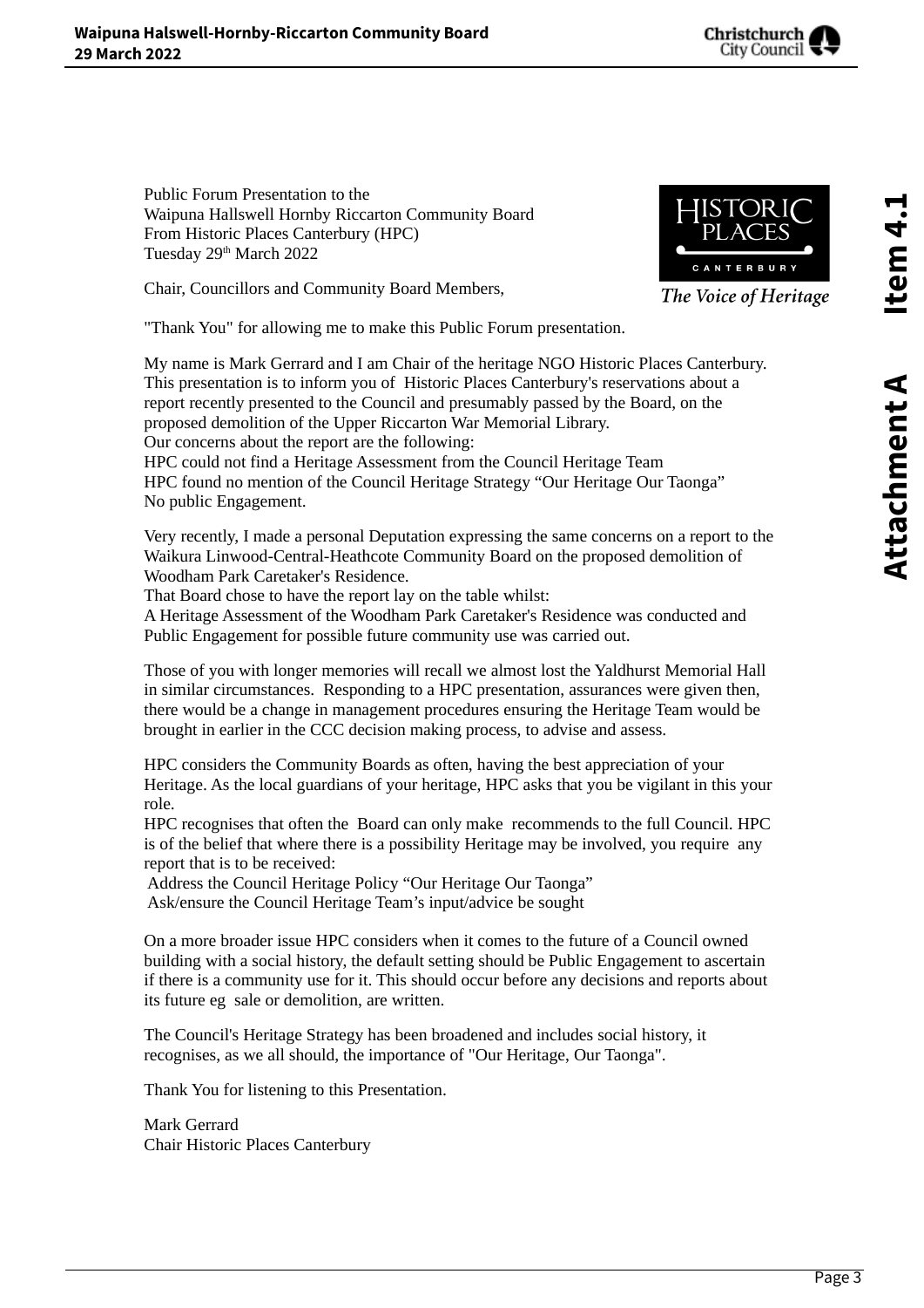Public Forum Presentation to the
Waipuna Hallswell Hornby Riccarton Community Board
From Historic Places Canterbury (HPC)
Tuesday 29th March 2022

HISTORIC PLACES CANTERBURY

*The Voice of Heritage*

Chair, Councillors and Community Board Members,

"Thank You" for allowing me to make this Public Forum presentation.

My name is Mark Gerrard and I am Chair of the heritage NGO Historic Places Canterbury. This presentation is to inform you of Historic Places Canterbury's reservations about a report recently presented to the Council and presumably passed by the Board, on the proposed demolition of the Upper Riccarton War Memorial Library.
Our concerns about the report are the following:
HPC could not find a Heritage Assessment from the Council Heritage Team
HPC found no mention of the Council Heritage Strategy "Our Heritage Our Taonga"
No public Engagement.

Very recently, I made a personal Deputation expressing the same concerns on a report to the Waikura Linwood-Central-Heathcote Community Board on the proposed demolition of Woodham Park Caretaker's Residence.
That Board chose to have the report lay on the table whilst:
A Heritage Assessment of the Woodham Park Caretaker's Residence was conducted and Public Engagement for possible future community use was carried out.

Those of you with longer memories will recall we almost lost the Yaldhurst Memorial Hall in similar circumstances. Responding to a HPC presentation, assurances were given then, there would be a change in management procedures ensuring the Heritage Team would be brought in earlier in the CCC decision making process, to advise and assess.

HPC considers the Community Boards as often, having the best appreciation of your Heritage. As the local guardians of your heritage, HPC asks that you be vigilant in this your role.
HPC recognises that often the Board can only make recommends to the full Council. HPC is of the belief that where there is a possibility Heritage may be involved, you require any report that is to be received:
Address the Council Heritage Policy "Our Heritage Our Taonga"
Ask/ensure the Council Heritage Team's input/advice be sought

On a more broader issue HPC considers when it comes to the future of a Council owned building with a social history, the default setting should be Public Engagement to ascertain if there is a community use for it. This should occur before any decisions and reports about its future eg sale or demolition, are written.

The Council's Heritage Strategy has been broadened and includes social history, it recognises, as we all should, the importance of "Our Heritage, Our Taonga".

Thank You for listening to this Presentation.

Mark Gerrard
Chair Historic Places Canterbury